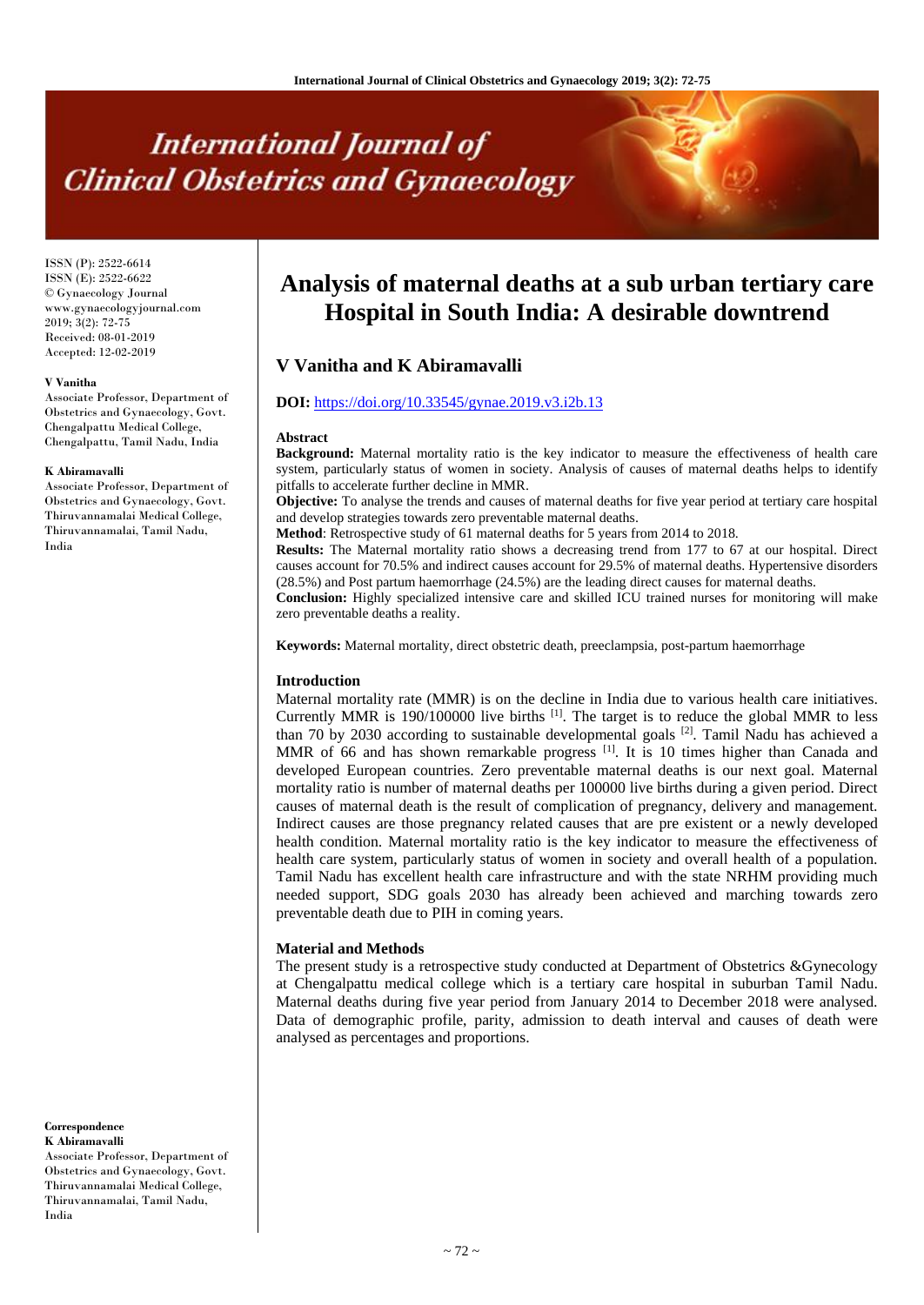# Analysis of maternal deaths at a sub urban tertiary care Hospital in South India: A desirable downtrend

ISSN (P): 2522-6614
ISSN (E): 2522-6622
© Gynaecology Journal
www.gynaecologyjournal.com
2019; 3(2): 72-75
Received: 08-01-2019
Accepted: 12-02-2019

**V Vanitha and K Abiramavalli**

**V Vanitha**
Associate Professor, Department of Obstetrics and Gynaecology, Govt. Chengalpattu Medical College, Chengalpattu, Tamil Nadu, India

**K Abiramavalli**
Associate Professor, Department of Obstetrics and Gynaecology, Govt. Thiruvannamalai Medical College, Thiruvannamalai, Tamil Nadu, India

**Correspondence**
**K Abiramavalli**
Associate Professor, Department of Obstetrics and Gynaecology, Govt. Thiruvannamalai Medical College, Thiruvannamalai, Tamil Nadu, India

**DOI:** https://doi.org/10.33545/gynae.2019.v3.i2b.13

## Abstract

**Background:** Maternal mortality ratio is the key indicator to measure the effectiveness of health care system, particularly status of women in society. Analysis of causes of maternal deaths helps to identify pitfalls to accelerate further decline in MMR.

**Objective:** To analyse the trends and causes of maternal deaths for five year period at tertiary care hospital and develop strategies towards zero preventable maternal deaths.

**Method**: Retrospective study of 61 maternal deaths for 5 years from 2014 to 2018.

**Results:** The Maternal mortality ratio shows a decreasing trend from 177 to 67 at our hospital. Direct causes account for 70.5% and indirect causes account for 29.5% of maternal deaths. Hypertensive disorders (28.5%) and Post partum haemorrhage (24.5%) are the leading direct causes for maternal deaths.

**Conclusion:** Highly specialized intensive care and skilled ICU trained nurses for monitoring will make zero preventable deaths a reality.

**Keywords:** Maternal mortality, direct obstetric death, preeclampsia, post-partum haemorrhage

## Introduction

Maternal mortality rate (MMR) is on the decline in India due to various health care initiatives. Currently MMR is 190/100000 live births [1]. The target is to reduce the global MMR to less than 70 by 2030 according to sustainable developmental goals [2]. Tamil Nadu has achieved a MMR of 66 and has shown remarkable progress [1]. It is 10 times higher than Canada and developed European countries. Zero preventable maternal deaths is our next goal. Maternal mortality ratio is number of maternal deaths per 100000 live births during a given period. Direct causes of maternal death is the result of complication of pregnancy, delivery and management. Indirect causes are those pregnancy related causes that are pre existent or a newly developed health condition. Maternal mortality ratio is the key indicator to measure the effectiveness of health care system, particularly status of women in society and overall health of a population. Tamil Nadu has excellent health care infrastructure and with the state NRHM providing much needed support, SDG goals 2030 has already been achieved and marching towards zero preventable death due to PIH in coming years.

## Material and Methods

The present study is a retrospective study conducted at Department of Obstetrics &Gynecology at Chengalpattu medical college which is a tertiary care hospital in suburban Tamil Nadu. Maternal deaths during five year period from January 2014 to December 2018 were analysed. Data of demographic profile, parity, admission to death interval and causes of death were analysed as percentages and proportions.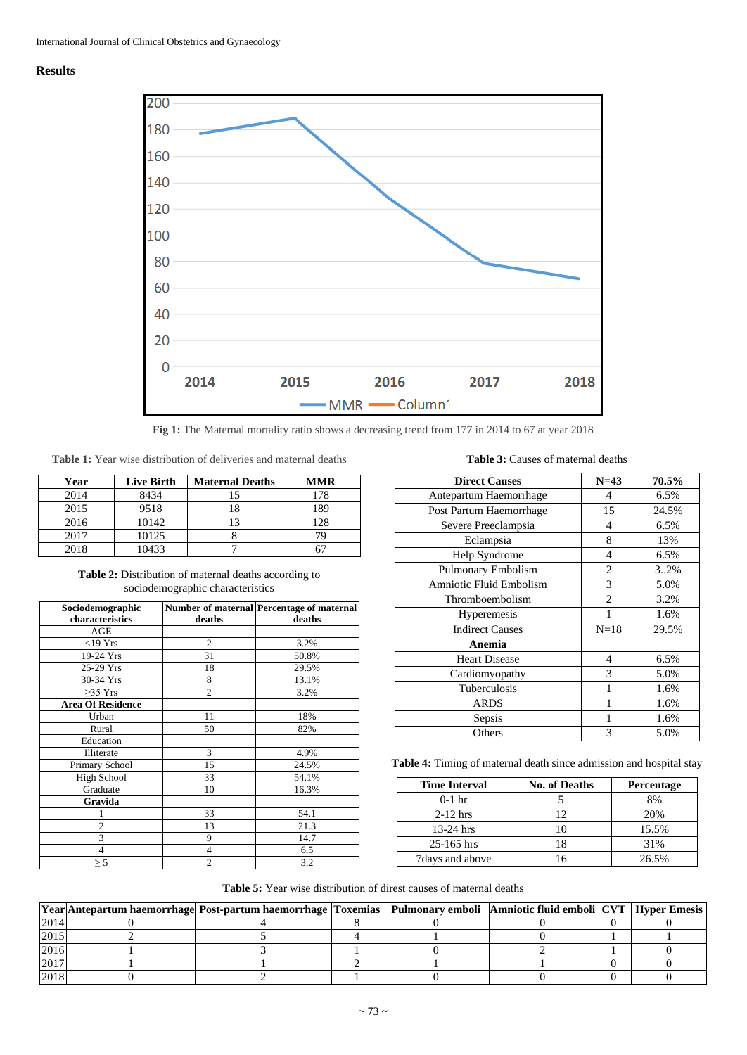## Results

Fig 1: The Maternal mortality ratio shows a decreasing trend from 177 in 2014 to 67 at year 2018

**Table 1:** Year wise distribution of deliveries and maternal deaths

| Year | Live Birth | Maternal Deaths | MMR |
|---|---|---|---|
| 2014 | 8434 | 15 | 178 |
| 2015 | 9518 | 18 | 189 |
| 2016 | 10142 | 13 | 128 |
| 2017 | 10125 | 8 | 79 |
| 2018 | 10433 | 7 | 67 |

**Table 2:** Distribution of maternal deaths according to sociodemographic characteristics

| Sociodemographic characteristics | Number of maternal deaths | Percentage of maternal deaths |
|---|---|---|
| AGE | | |
| <19 Yrs | 2 | 3.2% |
| 19-24 Yrs | 31 | 50.8% |
| 25-29 Yrs | 18 | 29.5% |
| 30-34 Yrs | 8 | 13.1% |
| ≥35 Yrs | 2 | 3.2% |
| **Area Of Residence** | | |
| Urban | 11 | 18% |
| Rural | 50 | 82% |
| Education | | |
| Illiterate | 3 | 4.9% |
| Primary School | 15 | 24.5% |
| High School | 33 | 54.1% |
| Graduate | 10 | 16.3% |
| **Gravida** | | |
| 1 | 33 | 54.1 |
| 2 | 13 | 21.3 |
| 3 | 9 | 14.7 |
| 4 | 4 | 6.5 |
| ≥ 5 | 2 | 3.2 |

**Table 3:** Causes of maternal deaths

| Direct Causes | N=43 | 70.5% |
|---|---|---|
| Antepartum Haemorrhage | 4 | 6.5% |
| Post Partum Haemorrhage | 15 | 24.5% |
| Severe Preeclampsia | 4 | 6.5% |
| Eclampsia | 8 | 13% |
| Help Syndrome | 4 | 6.5% |
| Pulmonary Embolism | 2 | 3..2% |
| Amniotic Fluid Embolism | 3 | 5.0% |
| Thromboembolism | 2 | 3.2% |
| Hyperemesis | 1 | 1.6% |
| Indirect Causes | N=18 | 29.5% |
| **Anemia** | | |
| Heart Disease | 4 | 6.5% |
| Cardiomyopathy | 3 | 5.0% |
| Tuberculosis | 1 | 1.6% |
| ARDS | 1 | 1.6% |
| Sepsis | 1 | 1.6% |
| Others | 3 | 5.0% |

**Table 4:** Timing of maternal death since admission and hospital stay

| Time Interval | No. of Deaths | Percentage |
|---|---|---|
| 0-1 hr | 5 | 8% |
| 2-12 hrs | 12 | 20% |
| 13-24 hrs | 10 | 15.5% |
| 25-165 hrs | 18 | 31% |
| 7days and above | 16 | 26.5% |

**Table 5:** Year wise distribution of direst causes of maternal deaths

| Year | Antepartum haemorrhage | Post-partum haemorrhage | Toxemias | Pulmonary emboli | Amniotic fluid emboli | CVT | Hyper Emesis |
|---|---|---|---|---|---|---|---|
| 2014 | 0 | 4 | 8 | 0 | 0 | 0 | 0 |
| 2015 | 2 | 5 | 4 | 1 | 0 | 1 | 1 |
| 2016 | 1 | 3 | 1 | 0 | 2 | 1 | 0 |
| 2017 | 1 | 1 | 2 | 1 | 1 | 0 | 0 |
| 2018 | 0 | 2 | 1 | 0 | 0 | 0 | 0 |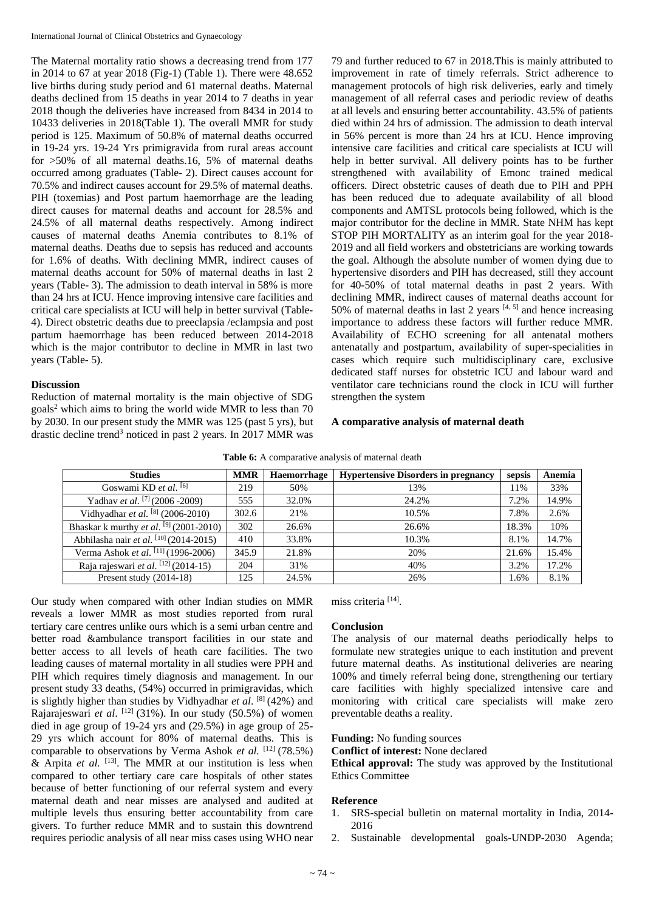The Maternal mortality ratio shows a decreasing trend from 177 in 2014 to 67 at year 2018 (Fig-1) (Table 1). There were 48.652 live births during study period and 61 maternal deaths. Maternal deaths declined from 15 deaths in year 2014 to 7 deaths in year 2018 though the deliveries have increased from 8434 in 2014 to 10433 deliveries in 2018(Table 1). The overall MMR for study period is 125. Maximum of 50.8% of maternal deaths occurred in 19-24 yrs. 19-24 Yrs primigravida from rural areas account for >50% of all maternal deaths.16, 5% of maternal deaths occurred among graduates (Table- 2). Direct causes account for 70.5% and indirect causes account for 29.5% of maternal deaths. PIH (toxemias) and Post partum haemorrhage are the leading direct causes for maternal deaths and account for 28.5% and 24.5% of all maternal deaths respectively. Among indirect causes of maternal deaths Anemia contributes to 8.1% of maternal deaths. Deaths due to sepsis has reduced and accounts for 1.6% of deaths. With declining MMR, indirect causes of maternal deaths account for 50% of maternal deaths in last 2 years (Table- 3). The admission to death interval in 58% is more than 24 hrs at ICU. Hence improving intensive care facilities and critical care specialists at ICU will help in better survival (Table-4). Direct obstetric deaths due to preeclapsia /eclampsia and post partum haemorrhage has been reduced between 2014-2018 which is the major contributor to decline in MMR in last two years (Table- 5).

## Discussion

Reduction of maternal mortality is the main objective of SDG goals[2] which aims to bring the world wide MMR to less than 70 by 2030. In our present study the MMR was 125 (past 5 yrs), but drastic decline trend[3] noticed in past 2 years. In 2017 MMR was 79 and further reduced to 67 in 2018.This is mainly attributed to improvement in rate of timely referrals. Strict adherence to management protocols of high risk deliveries, early and timely management of all referral cases and periodic review of deaths at all levels and ensuring better accountability. 43.5% of patients died within 24 hrs of admission. The admission to death interval in 56% percent is more than 24 hrs at ICU. Hence improving intensive care facilities and critical care specialists at ICU will help in better survival. All delivery points has to be further strengthened with availability of Emonc trained medical officers. Direct obstetric causes of death due to PIH and PPH has been reduced due to adequate availability of all blood components and AMTSL protocols being followed, which is the major contributor for the decline in MMR. State NHM has kept STOP PIH MORTALITY as an interim goal for the year 2018-2019 and all field workers and obstetricians are working towards the goal. Although the absolute number of women dying due to hypertensive disorders and PIH has decreased, still they account for 40-50% of total maternal deaths in past 2 years. With declining MMR, indirect causes of maternal deaths account for 50% of maternal deaths in last 2 years [4, 5] and hence increasing importance to address these factors will further reduce MMR. Availability of ECHO screening for all antenatal mothers antenatally and postpartum, availability of super-specialities in cases which require such multidisciplinary care, exclusive dedicated staff nurses for obstetric ICU and labour ward and ventilator care technicians round the clock in ICU will further strengthen the system

### A comparative analysis of maternal death

**Table 6:** A comparative analysis of maternal death

| Studies | MMR | Haemorrhage | Hypertensive Disorders in pregnancy | sepsis | Anemia |
|---|---|---|---|---|---|
| Goswami KD *et al.* [6] | 219 | 50% | 13% | 11% | 33% |
| Yadhav *et al.* [7] (2006 -2009) | 555 | 32.0% | 24.2% | 7.2% | 14.9% |
| Vidhyadhar *et al.* [8] (2006-2010) | 302.6 | 21% | 10.5% | 7.8% | 2.6% |
| Bhaskar k murthy *et al.* [9] (2001-2010) | 302 | 26.6% | 26.6% | 18.3% | 10% |
| Abhilasha nair *et al.* [10] (2014-2015) | 410 | 33.8% | 10.3% | 8.1% | 14.7% |
| Verma Ashok *et al.* [11] (1996-2006) | 345.9 | 21.8% | 20% | 21.6% | 15.4% |
| Raja rajeswari *et al.* [12] (2014-15) | 204 | 31% | 40% | 3.2% | 17.2% |
| Present study (2014-18) | 125 | 24.5% | 26% | 1.6% | 8.1% |

Our study when compared with other Indian studies on MMR reveals a lower MMR as most studies reported from rural tertiary care centres unlike ours which is a semi urban centre and better road &ambulance transport facilities in our state and better access to all levels of heath care facilities. The two leading causes of maternal mortality in all studies were PPH and PIH which requires timely diagnosis and management. In our present study 33 deaths, (54%) occurred in primigravidas, which is slightly higher than studies by Vidhyadhar *et al.* [8] (42%) and Rajarajeswari *et al.* [12] (31%). In our study (50.5%) of women died in age group of 19-24 yrs and (29.5%) in age group of 25-29 yrs which account for 80% of maternal deaths. This is comparable to observations by Verma Ashok *et al.* [12] (78.5%) & Arpita *et al.* [13]. The MMR at our institution is less when compared to other tertiary care care hospitals of other states because of better functioning of our referral system and every maternal death and near misses are analysed and audited at multiple levels thus ensuring better accountability from care givers. To further reduce MMR and to sustain this downtrend requires periodic analysis of all near miss cases using WHO near miss criteria [14].

## Conclusion

The analysis of our maternal deaths periodically helps to formulate new strategies unique to each institution and prevent future maternal deaths. As institutional deliveries are nearing 100% and timely referral being done, strengthening our tertiary care facilities with highly specialized intensive care and monitoring with critical care specialists will make zero preventable deaths a reality.

**Funding:** No funding sources

**Conflict of interest:** None declared

**Ethical approval:** The study was approved by the Institutional Ethics Committee

## Reference

1. SRS-special bulletin on maternal mortality in India, 2014-2016
2. Sustainable developmental goals-UNDP-2030 Agenda;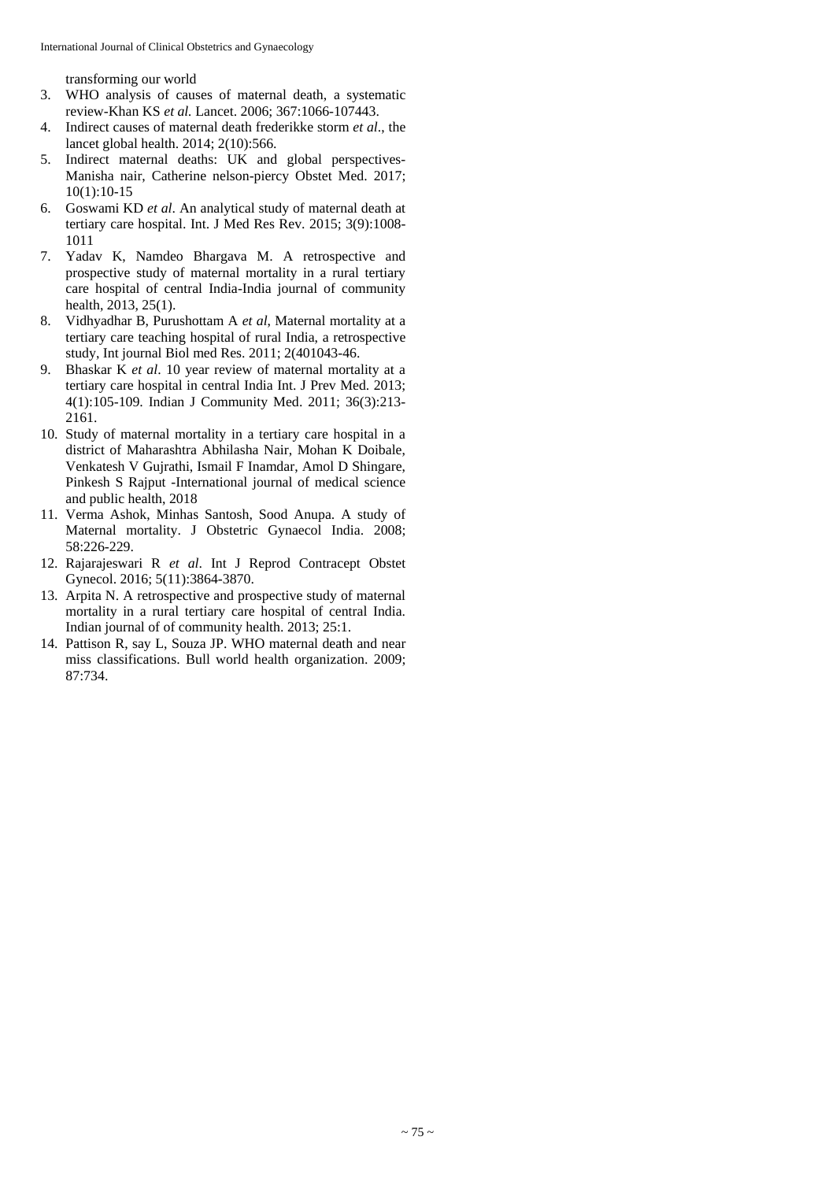transforming our world

3. WHO analysis of causes of maternal death, a systematic review-Khan KS *et al.* Lancet. 2006; 367:1066-107443.
4. Indirect causes of maternal death frederikke storm *et al*., the lancet global health. 2014; 2(10):566.
5. Indirect maternal deaths: UK and global perspectives-Manisha nair, Catherine nelson-piercy Obstet Med. 2017; 10(1):10-15
6. Goswami KD *et al*. An analytical study of maternal death at tertiary care hospital. Int. J Med Res Rev. 2015; 3(9):1008-1011
7. Yadav K, Namdeo Bhargava M. A retrospective and prospective study of maternal mortality in a rural tertiary care hospital of central India-India journal of community health, 2013, 25(1).
8. Vidhyadhar B, Purushottam A *et al*, Maternal mortality at a tertiary care teaching hospital of rural India, a retrospective study, Int journal Biol med Res. 2011; 2(401043-46.
9. Bhaskar K *et al*. 10 year review of maternal mortality at a tertiary care hospital in central India Int. J Prev Med. 2013; 4(1):105-109. Indian J Community Med. 2011; 36(3):213-2161.
10. Study of maternal mortality in a tertiary care hospital in a district of Maharashtra Abhilasha Nair, Mohan K Doibale, Venkatesh V Gujrathi, Ismail F Inamdar, Amol D Shingare, Pinkesh S Rajput -International journal of medical science and public health, 2018
11. Verma Ashok, Minhas Santosh, Sood Anupa. A study of Maternal mortality. J Obstetric Gynaecol India. 2008; 58:226-229.
12. Rajarajeswari R *et al*. Int J Reprod Contracept Obstet Gynecol. 2016; 5(11):3864-3870.
13. Arpita N. A retrospective and prospective study of maternal mortality in a rural tertiary care hospital of central India. Indian journal of of community health. 2013; 25:1.
14. Pattison R, say L, Souza JP. WHO maternal death and near miss classifications. Bull world health organization. 2009; 87:734.